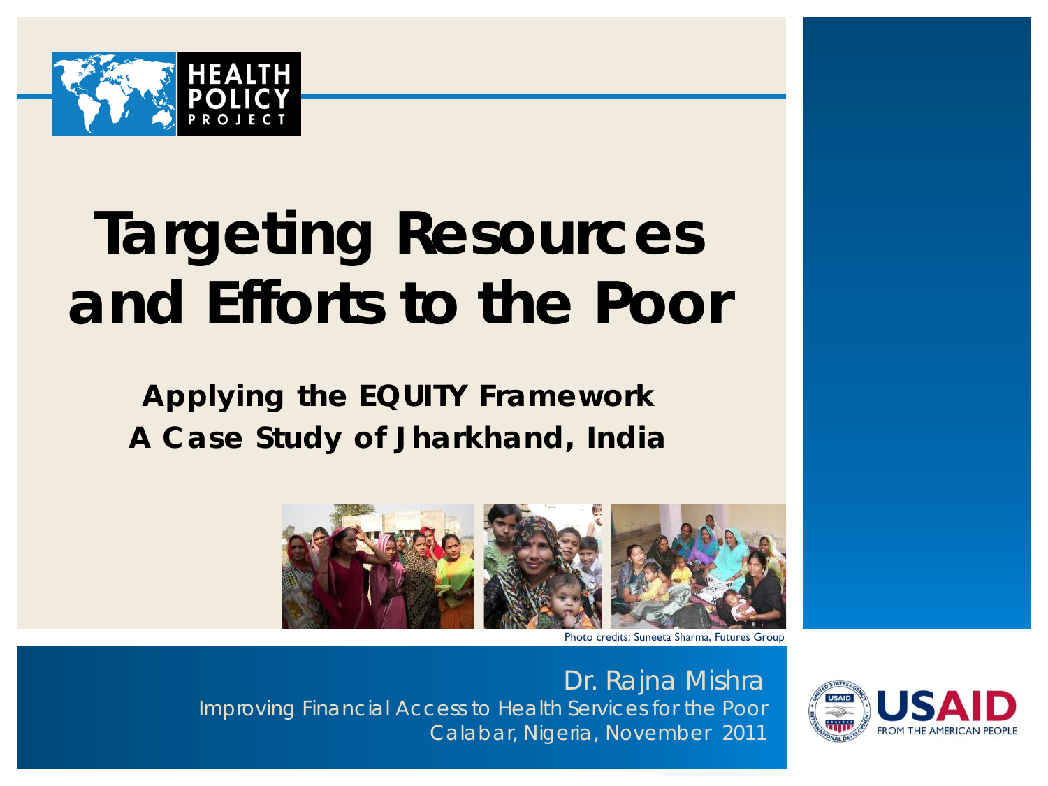HEALTH POLICY PROJECT

# Targeting Resources and Efforts to the Poor

## Applying the EQUITY Framework
## A Case Study of Jharkhand, India

Photo credits: Suneeta Sharma, Futures Group

Dr. Rajna Mishra

Improving Financial Access to Health Services for the Poor

Calabar, Nigeria, November 2011

USAID FROM THE AMERICAN PEOPLE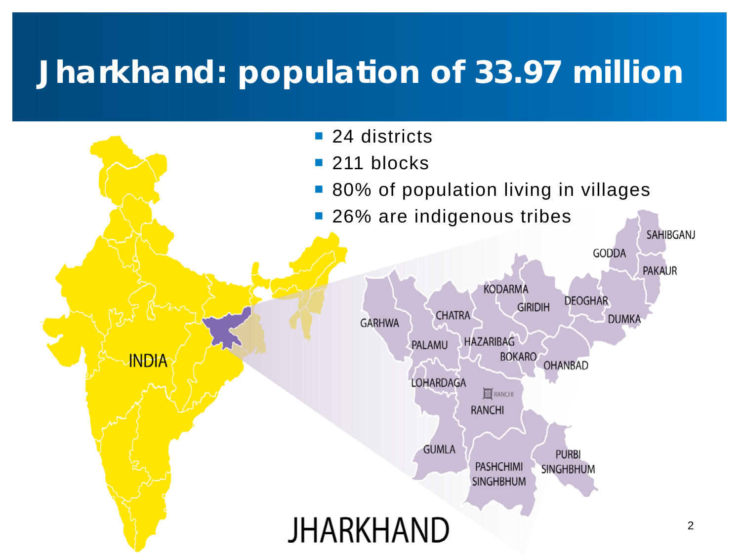# Jharkhand: population of 33.97 million

- 24 districts
- 211 blocks
- 80% of population living in villages
- 26% are indigenous tribes

INDIA

SAHIBGANJ
GODDA
PAKAUR
KODARMA
DEOGHAR
GIRIDIH
DUMKA
CHATRA
GARHWA
PALAMU
HAZARIBAG
BOKARO
OHANBAD
LOHARDAGA
RANCHI
RANCHI
GUMLA
PURBI SINGHBHUM
PASHCHIMI SINGHBHUM

JHARKHAND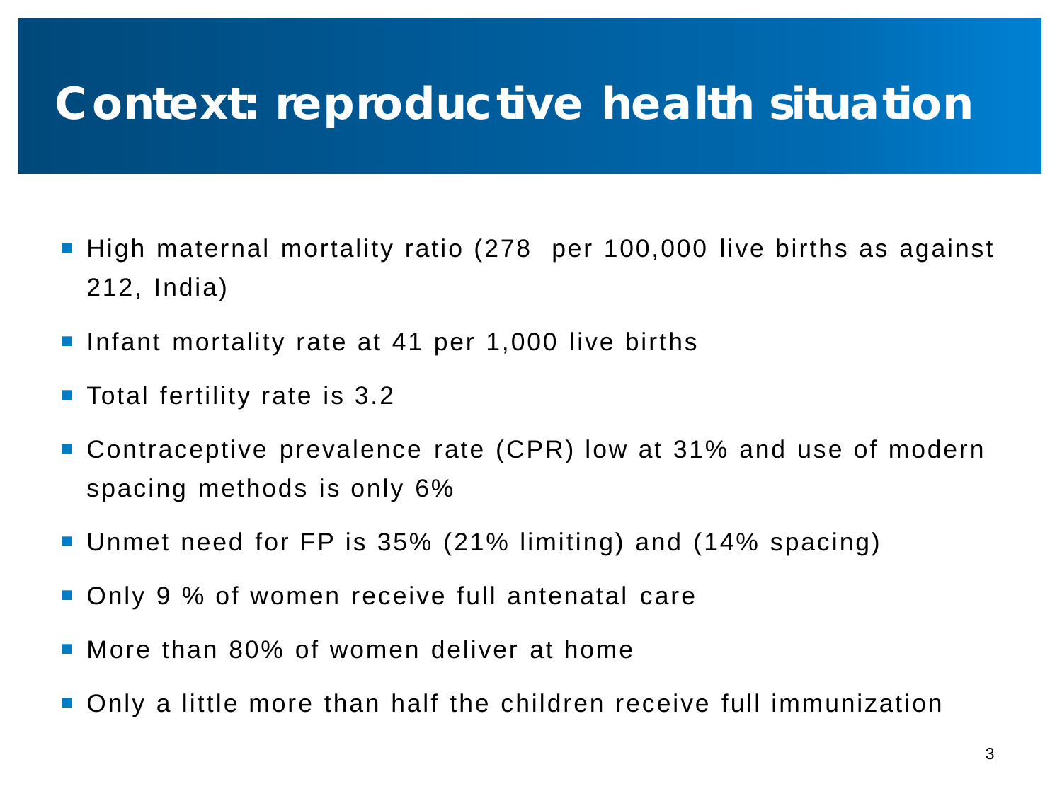# Context: reproductive health situation

- High maternal mortality ratio (278 per 100,000 live births as against 212, India)
- Infant mortality rate at 41 per 1,000 live births
- Total fertility rate is 3.2
- Contraceptive prevalence rate (CPR) low at 31% and use of modern spacing methods is only 6%
- Unmet need for FP is 35% (21% limiting) and (14% spacing)
- Only 9 % of women receive full antenatal care
- More than 80% of women deliver at home
- Only a little more than half the children receive full immunization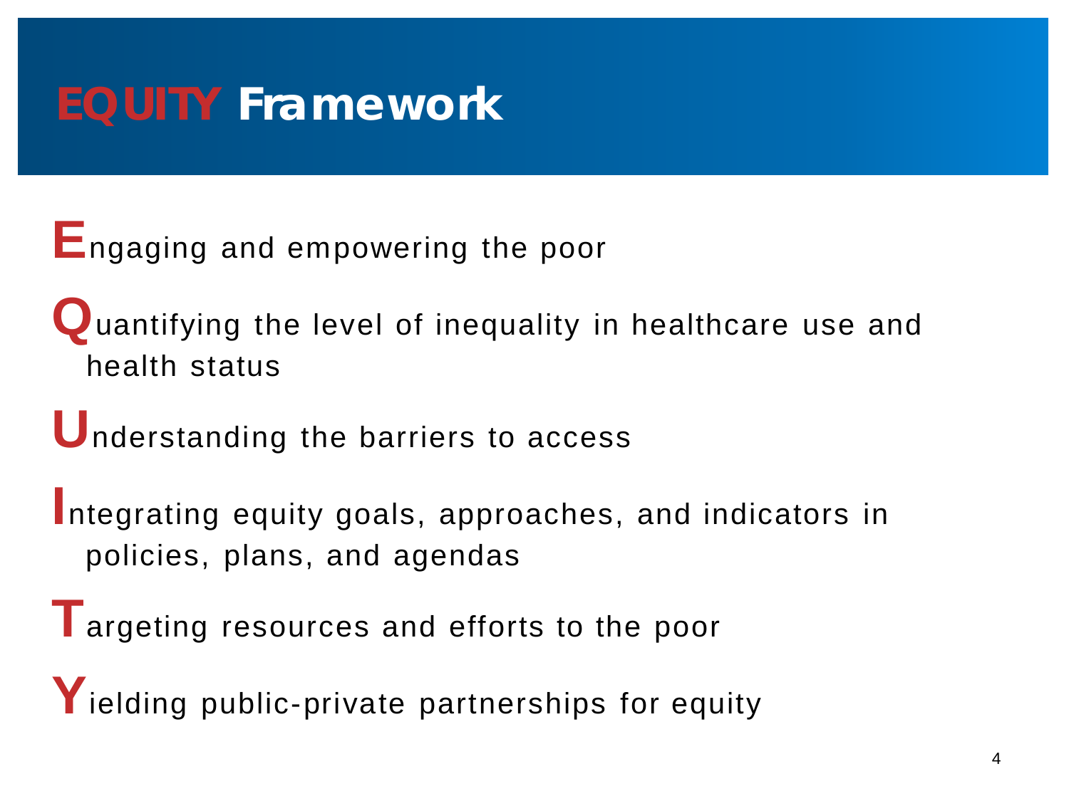# EQUITY Framework

**E**ngaging and empowering the poor

**Q**uantifying the level of inequality in healthcare use and health status

**U**nderstanding the barriers to access

**I**ntegrating equity goals, approaches, and indicators in policies, plans, and agendas

**T**argeting resources and efforts to the poor

**Y**ielding public-private partnerships for equity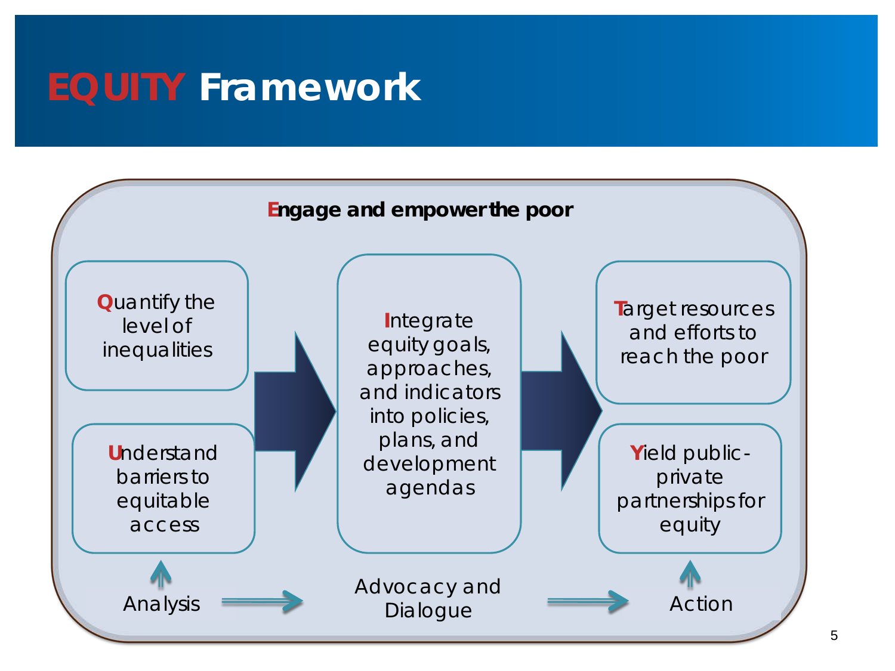# EQUITY Framework

**Engage and empower the poor**

Quantify the level of inequalities

Understand barriers to equitable access

Integrate equity goals, approaches, and indicators into policies, plans, and development agendas

Target resources and efforts to reach the poor

Yield public-private partnerships for equity

Analysis → Advocacy and Dialogue → Action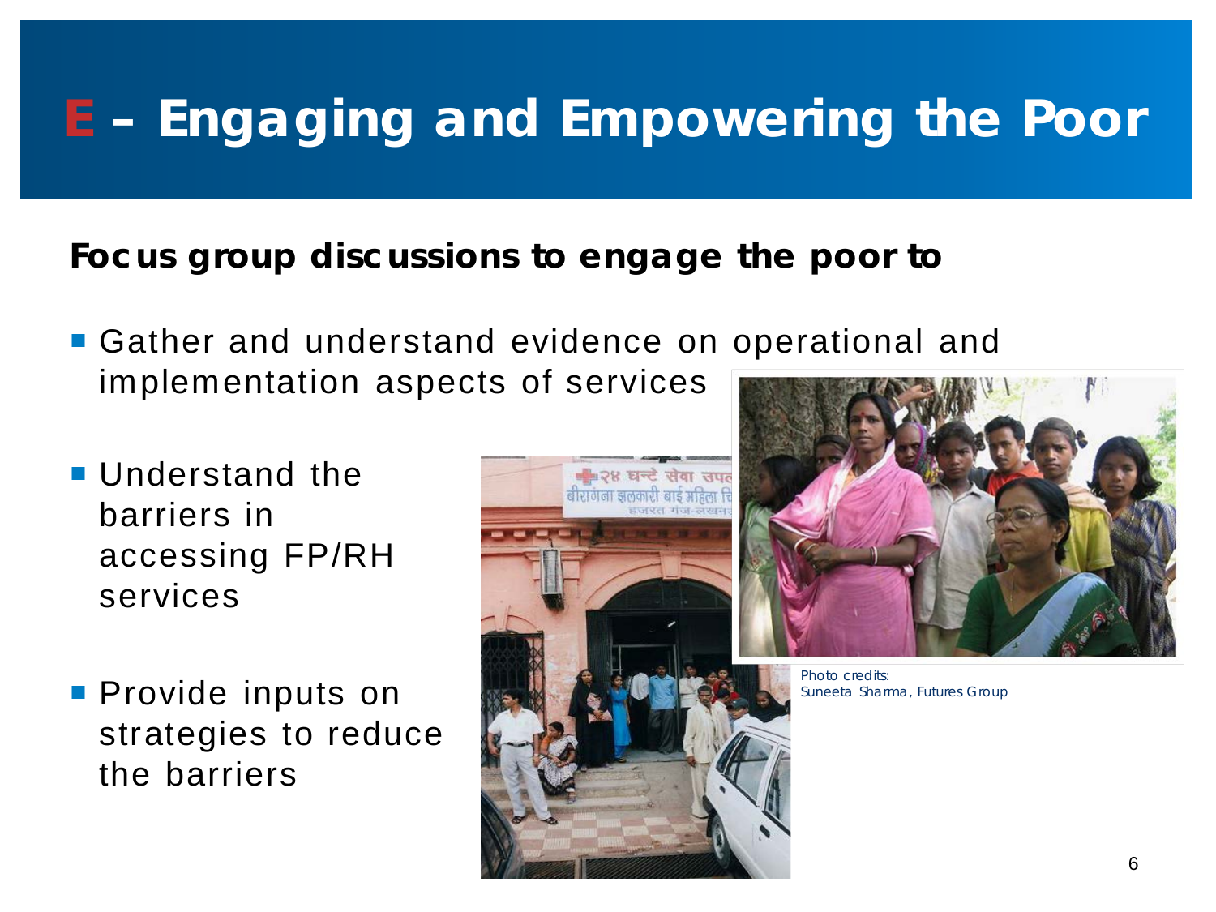# E – Engaging and Empowering the Poor

**Focus group discussions to engage the poor to**

- Gather and understand evidence on operational and implementation aspects of services
- Understand the barriers in accessing FP/RH services
- Provide inputs on strategies to reduce the barriers

*Photo credits: Suneeta Sharma, Futures Group*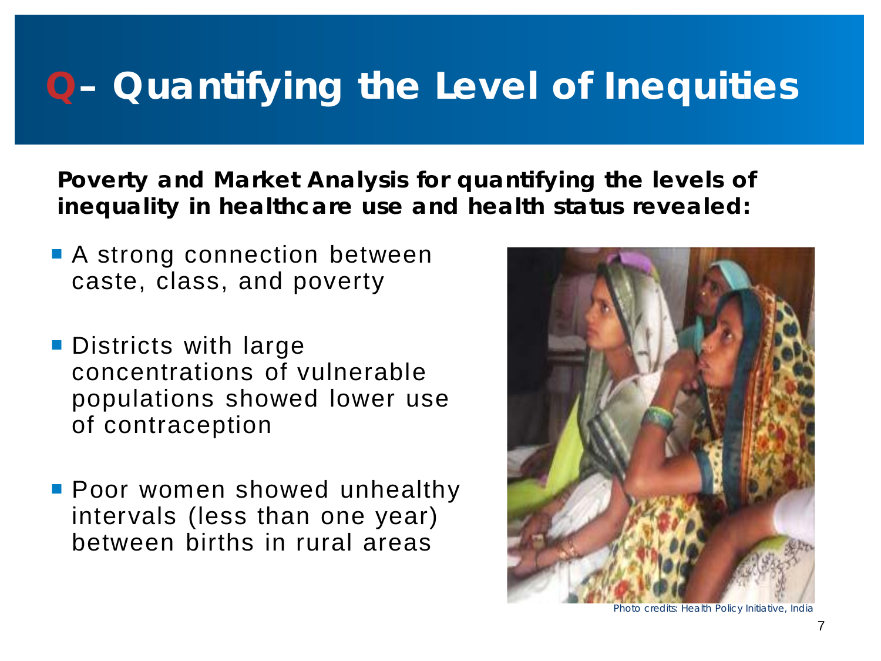# Q– Quantifying the Level of Inequities

**Poverty and Market Analysis for quantifying the levels of inequality in healthcare use and health status revealed:**

- A strong connection between caste, class, and poverty
- Districts with large concentrations of vulnerable populations showed lower use of contraception
- Poor women showed unhealthy intervals (less than one year) between births in rural areas

Photo credits: Health Policy Initiative, India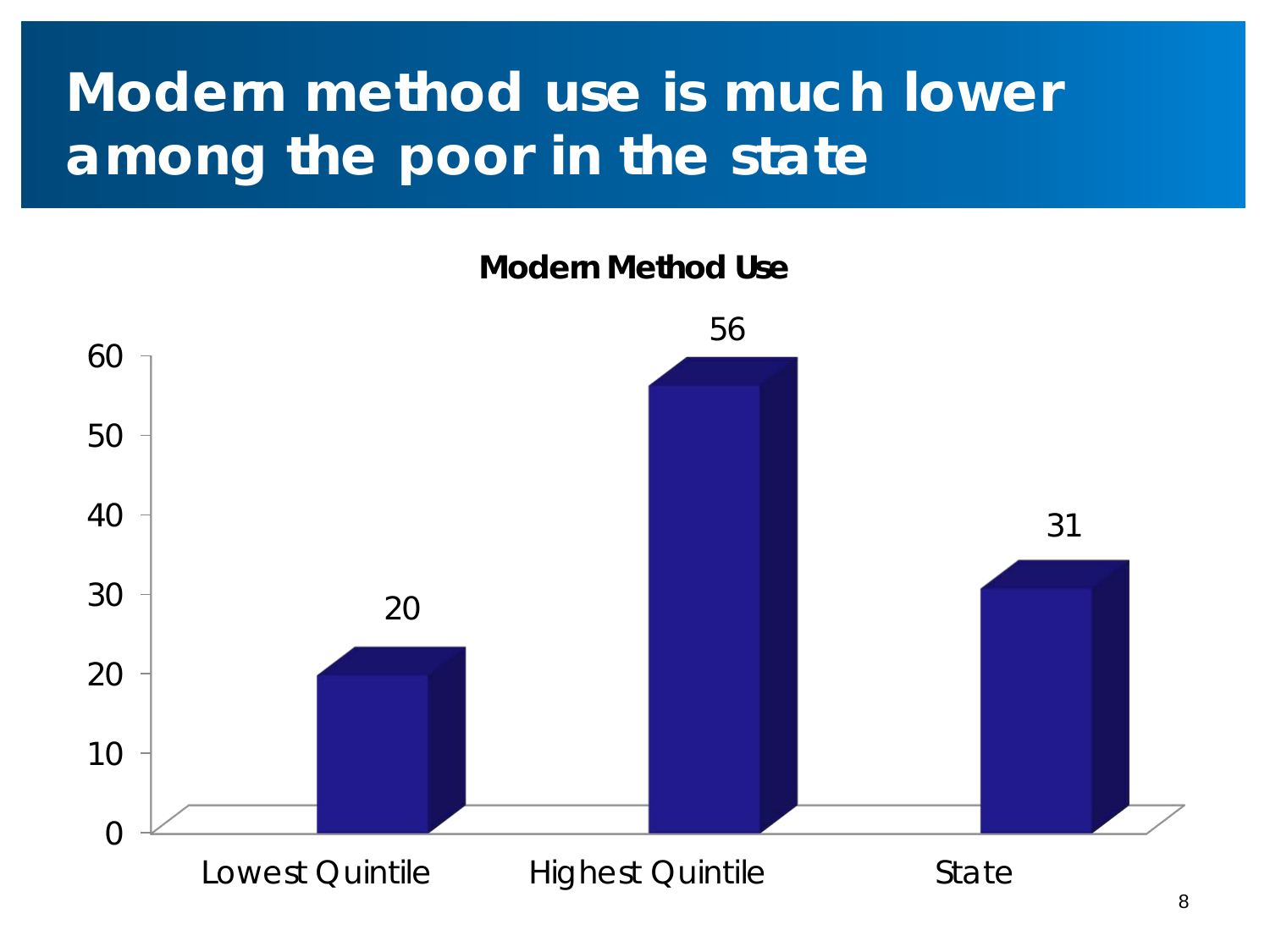# Modern method use is much lower among the poor in the state

**Modern Method Use**

| Category | Modern Method Use |
|---|---|
| Lowest Quintile | 20 |
| Highest Quintile | 56 |
| State | 31 |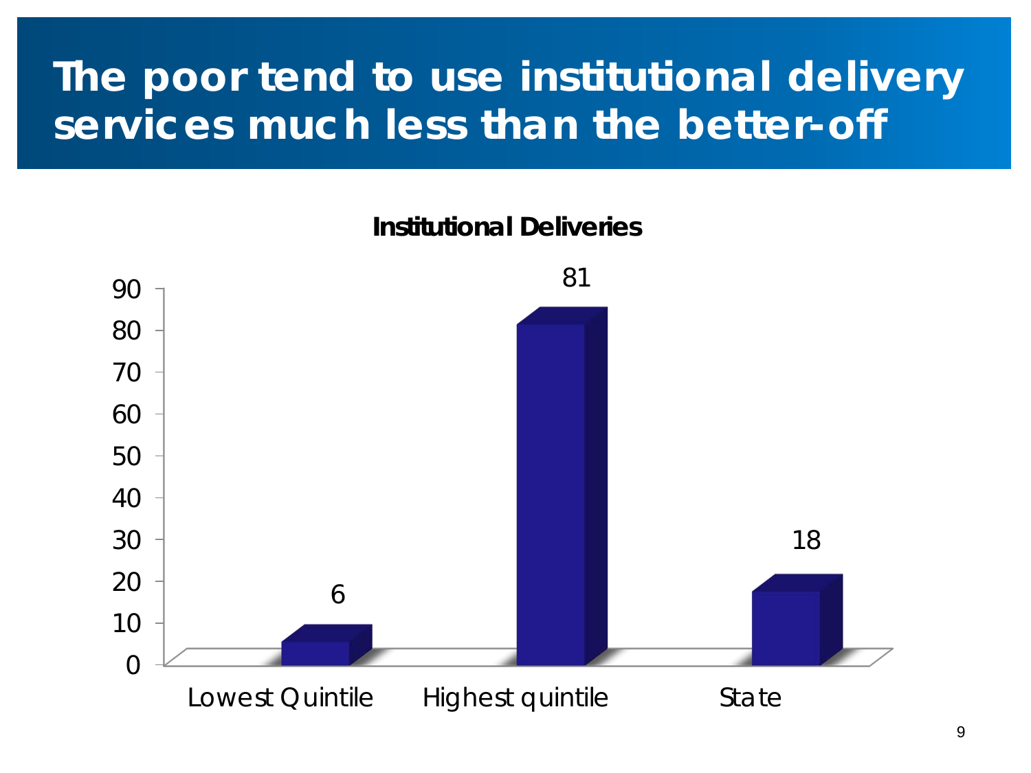# The poor tend to use institutional delivery services much less than the better-off

**Institutional Deliveries**

| | Institutional Deliveries |
| --- | --- |
| Lowest Quintile | 6 |
| Highest quintile | 81 |
| State | 18 |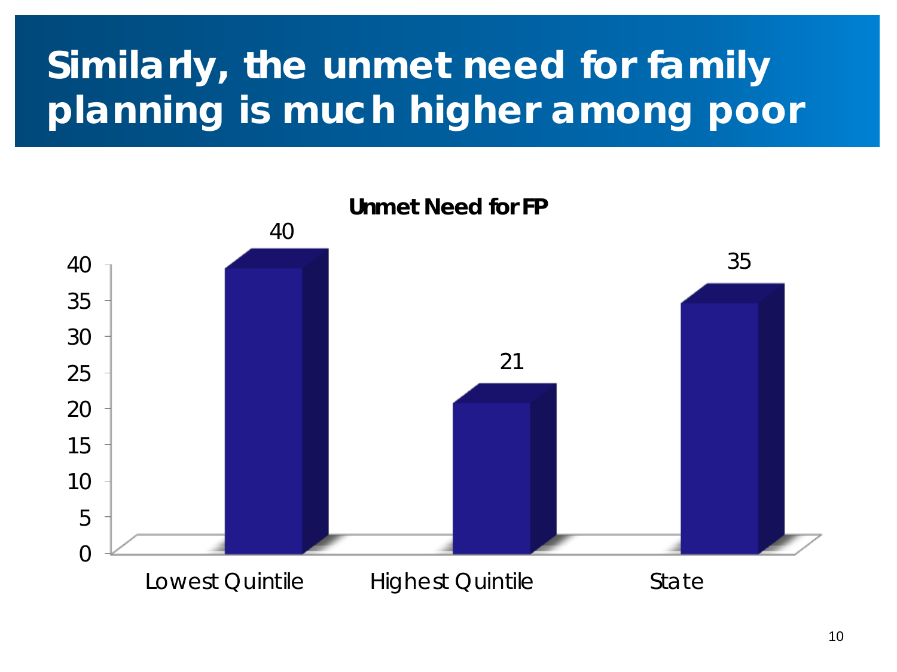# Similarly, the unmet need for family planning is much higher among poor

**Unmet Need for FP**

| | Unmet Need for FP |
|---|---|
| Lowest Quintile | 40 |
| Highest Quintile | 21 |
| State | 35 |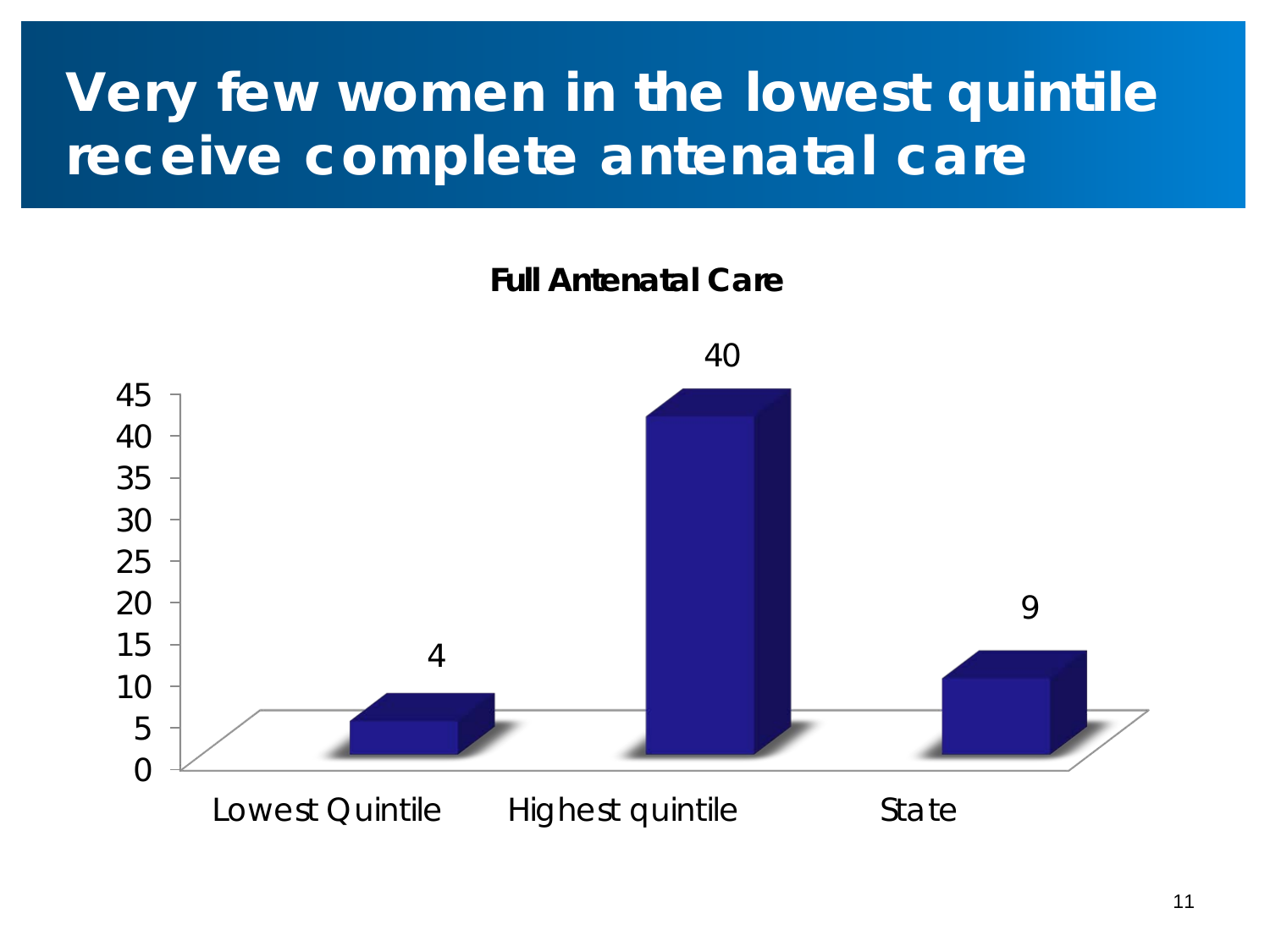# Very few women in the lowest quintile receive complete antenatal care

**Full Antenatal Care**

| | Full Antenatal Care |
|---|---|
| Lowest Quintile | 4 |
| Highest quintile | 40 |
| State | 9 |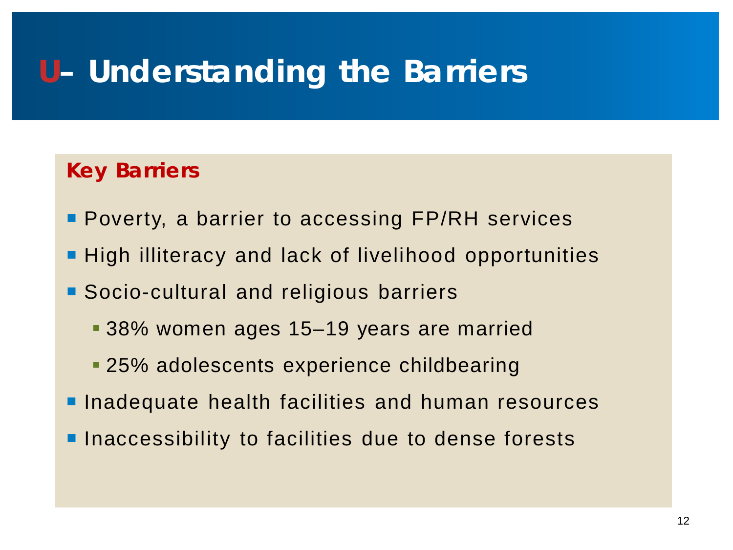# U– Understanding the Barriers

## Key Barriers

- Poverty, a barrier to accessing FP/RH services
- High illiteracy and lack of livelihood opportunities
- Socio-cultural and religious barriers
  - 38% women ages 15–19 years are married
  - 25% adolescents experience childbearing
- Inadequate health facilities and human resources
- Inaccessibility to facilities due to dense forests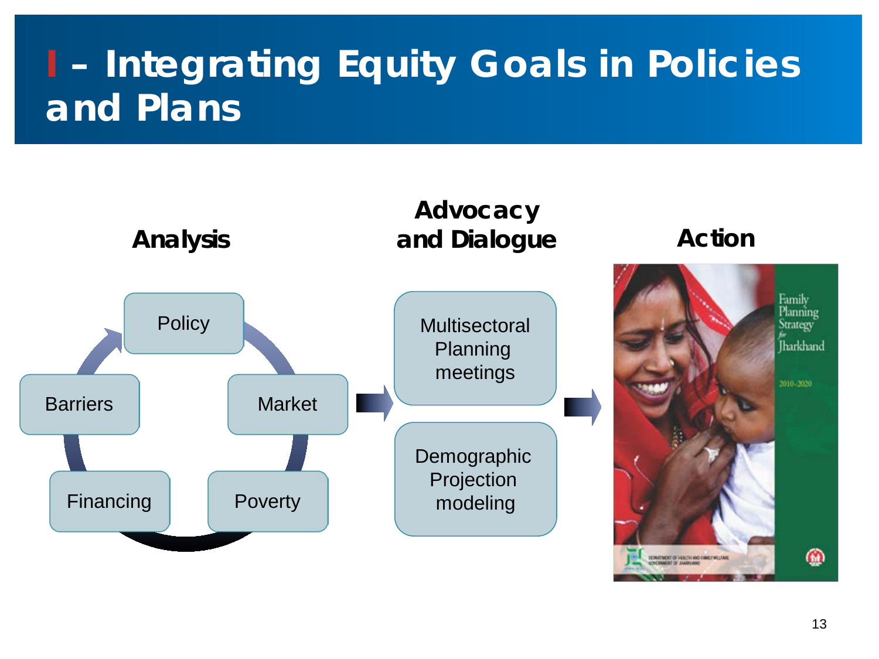# I – Integrating Equity Goals in Policies and Plans

**Analysis**

- Policy
- Market
- Poverty
- Financing
- Barriers

**Advocacy and Dialogue**

- Multisectoral Planning meetings
- Demographic Projection modeling

**Action**

Family Planning Strategy for Jharkhand 2010-2020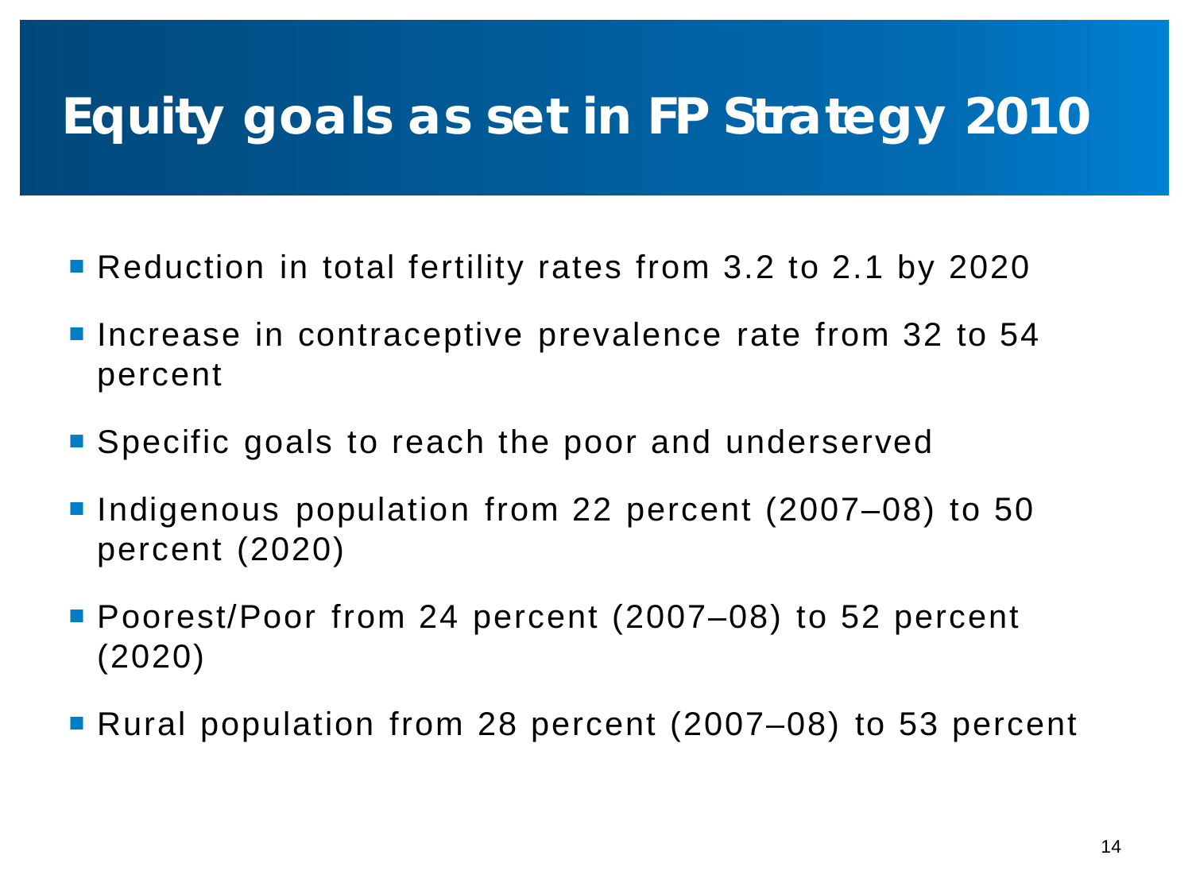# Equity goals as set in FP Strategy 2010

- Reduction in total fertility rates from 3.2 to 2.1 by 2020
- Increase in contraceptive prevalence rate from 32 to 54 percent
- Specific goals to reach the poor and underserved
- Indigenous population from 22 percent (2007–08) to 50 percent (2020)
- Poorest/Poor from 24 percent (2007–08) to 52 percent (2020)
- Rural population from 28 percent (2007–08) to 53 percent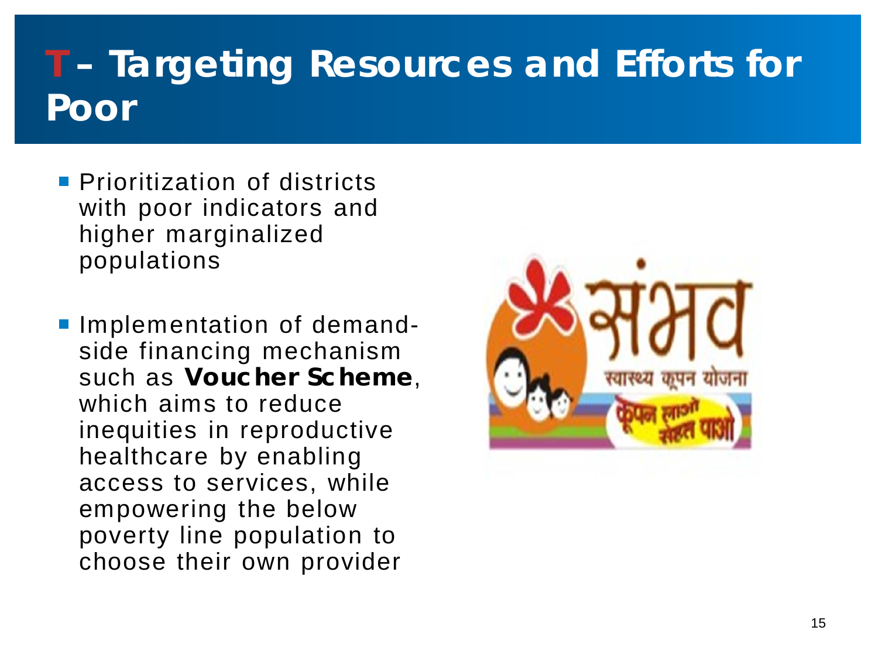# T – Targeting Resources and Efforts for Poor

- Prioritization of districts with poor indicators and higher marginalized populations
- Implementation of demand-side financing mechanism such as **Voucher Scheme**, which aims to reduce inequities in reproductive healthcare by enabling access to services, while empowering the below poverty line population to choose their own provider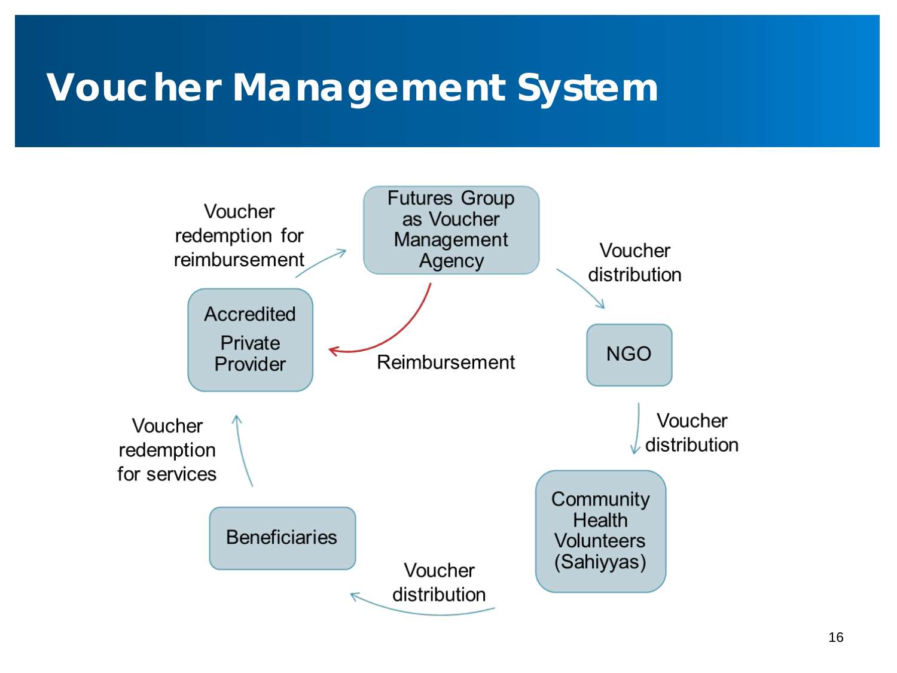# Voucher Management System

Futures Group as Voucher Management Agency

Voucher distribution

NGO

Voucher distribution

Community Health Volunteers (Sahiyyas)

Voucher distribution

Beneficiaries

Voucher redemption for services

Accredited Private Provider

Voucher redemption for reimbursement

Reimbursement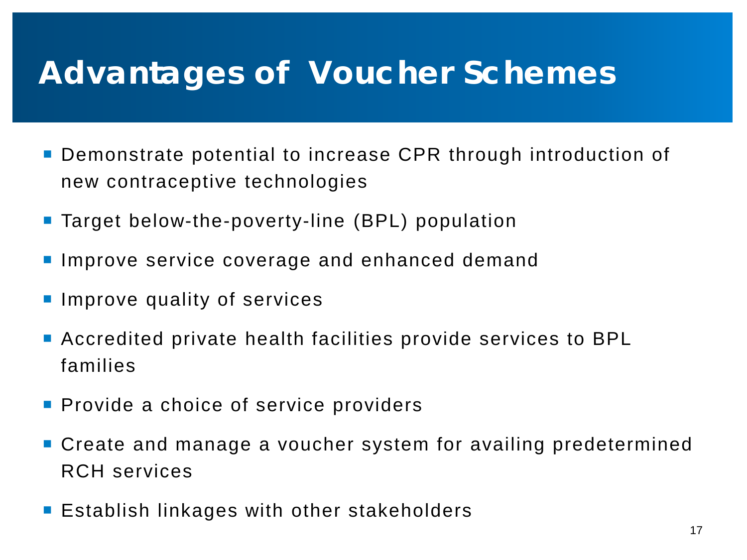# Advantages of Voucher Schemes

- Demonstrate potential to increase CPR through introduction of new contraceptive technologies
- Target below-the-poverty-line (BPL) population
- Improve service coverage and enhanced demand
- Improve quality of services
- Accredited private health facilities provide services to BPL families
- Provide a choice of service providers
- Create and manage a voucher system for availing predetermined RCH services
- Establish linkages with other stakeholders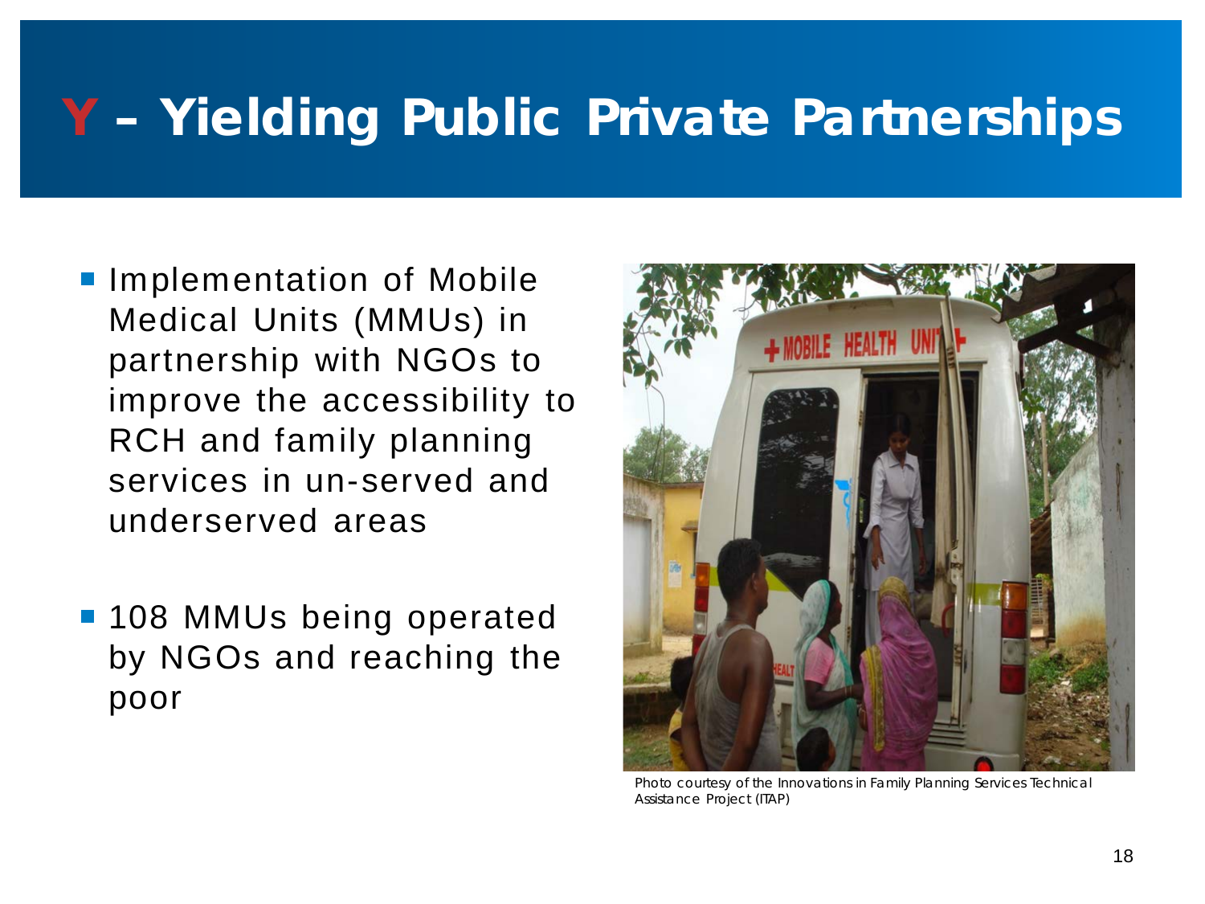# Y – Yielding Public Private Partnerships

- Implementation of Mobile Medical Units (MMUs) in partnership with NGOs to improve the accessibility to RCH and family planning services in un-served and underserved areas
- 108 MMUs being operated by NGOs and reaching the poor

Photo courtesy of the Innovations in Family Planning Services Technical Assistance Project (ITAP)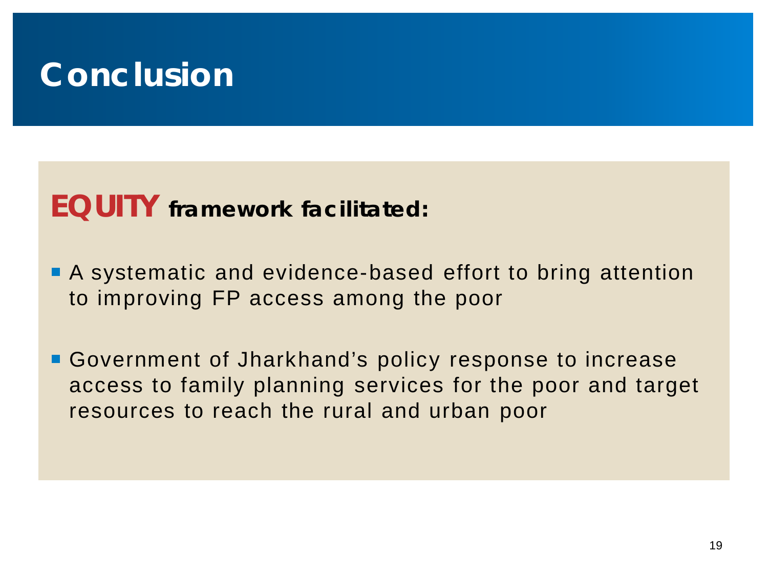# Conclusion

**EQUITY framework facilitated:**

- A systematic and evidence-based effort to bring attention to improving FP access among the poor

- Government of Jharkhand's policy response to increase access to family planning services for the poor and target resources to reach the rural and urban poor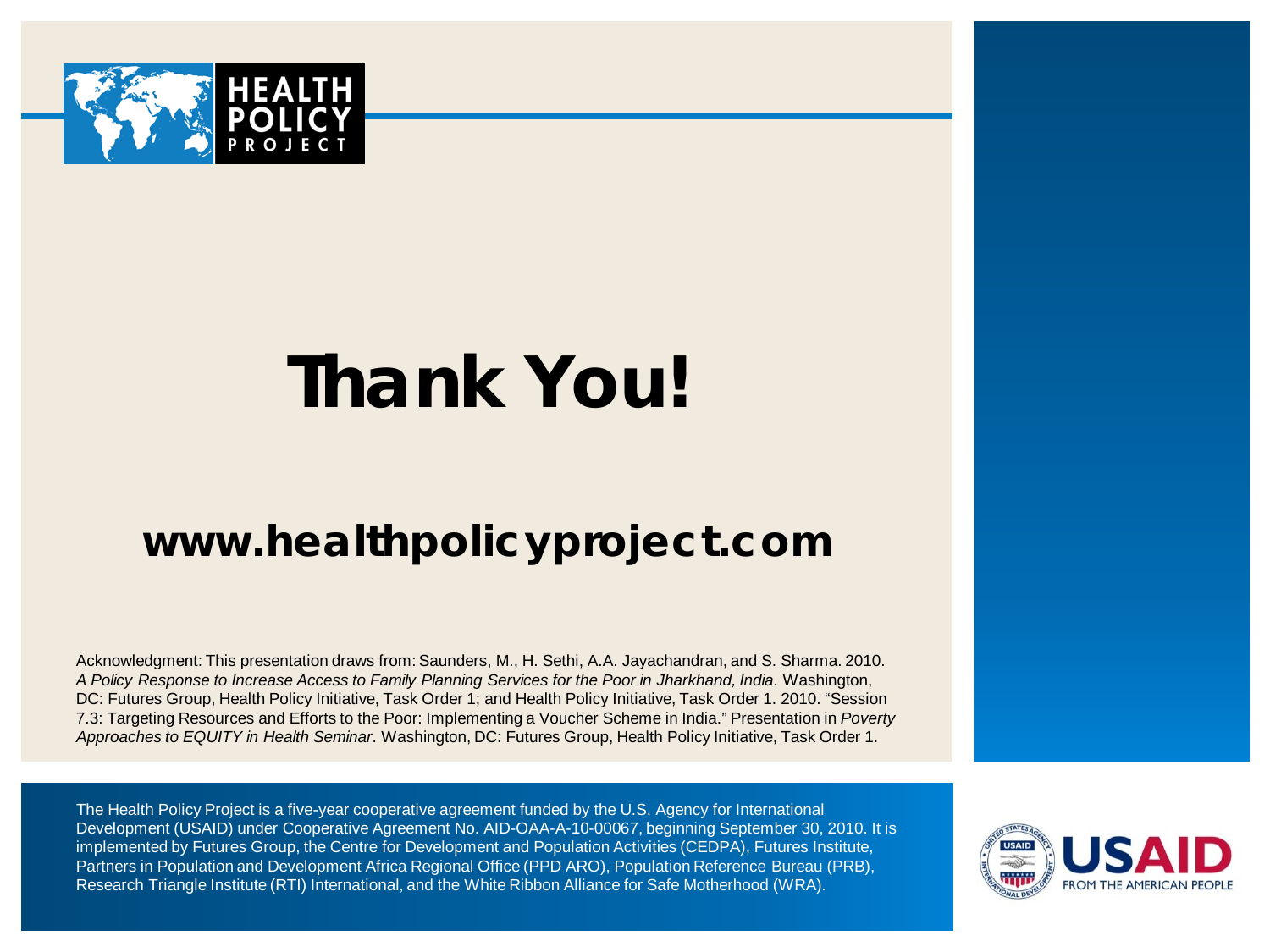HEALTH POLICY PROJECT

# Thank You!

## www.healthpolicyproject.com

Acknowledgment: This presentation draws from: Saunders, M., H. Sethi, A.A. Jayachandran, and S. Sharma. 2010. *A Policy Response to Increase Access to Family Planning Services for the Poor in Jharkhand, India*. Washington, DC: Futures Group, Health Policy Initiative, Task Order 1; and Health Policy Initiative, Task Order 1. 2010. "Session 7.3: Targeting Resources and Efforts to the Poor: Implementing a Voucher Scheme in India." Presentation in *Poverty Approaches to EQUITY in Health Seminar*. Washington, DC: Futures Group, Health Policy Initiative, Task Order 1.

The Health Policy Project is a five-year cooperative agreement funded by the U.S. Agency for International Development (USAID) under Cooperative Agreement No. AID-OAA-A-10-00067, beginning September 30, 2010. It is implemented by Futures Group, the Centre for Development and Population Activities (CEDPA), Futures Institute, Partners in Population and Development Africa Regional Office (PPD ARO), Population Reference Bureau (PRB), Research Triangle Institute (RTI) International, and the White Ribbon Alliance for Safe Motherhood (WRA).

USAID
FROM THE AMERICAN PEOPLE